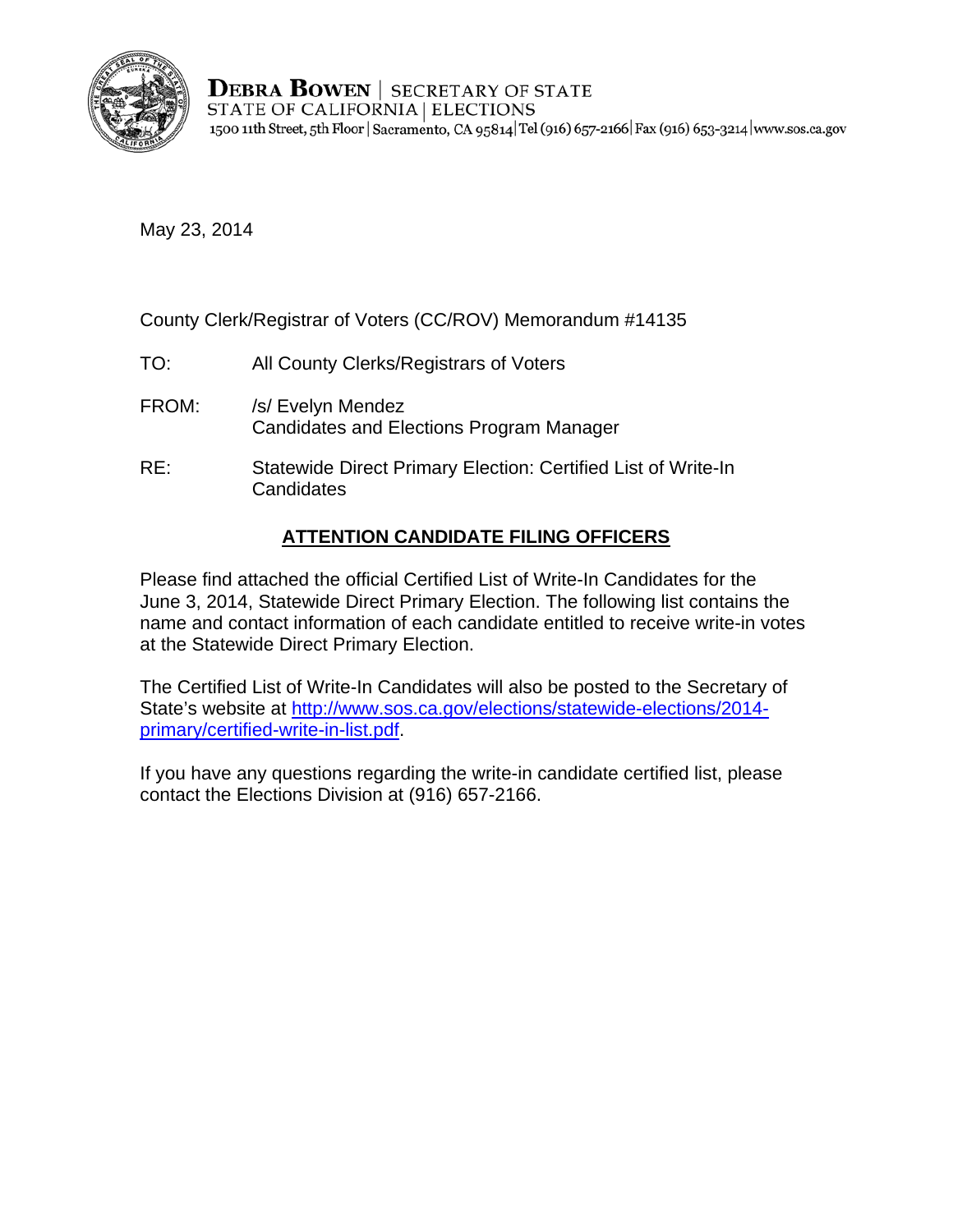**DEBRA BOWEN** | SECRETARY OF STATE
STATE OF CALIFORNIA | ELECTIONS
1500 11th Street, 5th Floor | Sacramento, CA 95814 | Tel (916) 657-2166 | Fax (916) 653-3214 | www.sos.ca.gov

May 23, 2014

County Clerk/Registrar of Voters (CC/ROV) Memorandum #14135

TO: All County Clerks/Registrars of Voters

FROM: /s/ Evelyn Mendez
Candidates and Elections Program Manager

RE: Statewide Direct Primary Election: Certified List of Write-In Candidates

**ATTENTION CANDIDATE FILING OFFICERS**

Please find attached the official Certified List of Write-In Candidates for the June 3, 2014, Statewide Direct Primary Election. The following list contains the name and contact information of each candidate entitled to receive write-in votes at the Statewide Direct Primary Election.

The Certified List of Write-In Candidates will also be posted to the Secretary of State's website at http://www.sos.ca.gov/elections/statewide-elections/2014-primary/certified-write-in-list.pdf.

If you have any questions regarding the write-in candidate certified list, please contact the Elections Division at (916) 657-2166.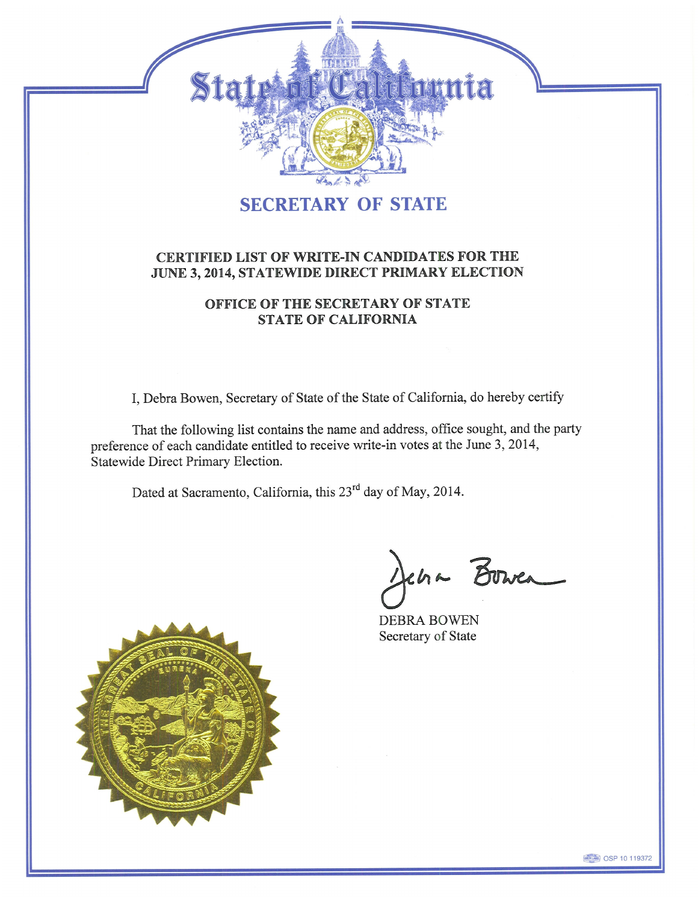State of California

## SECRETARY OF STATE

### CERTIFIED LIST OF WRITE-IN CANDIDATES FOR THE JUNE 3, 2014, STATEWIDE DIRECT PRIMARY ELECTION

### OFFICE OF THE SECRETARY OF STATE STATE OF CALIFORNIA

I, Debra Bowen, Secretary of State of the State of California, do hereby certify

That the following list contains the name and address, office sought, and the party preference of each candidate entitled to receive write-in votes at the June 3, 2014, Statewide Direct Primary Election.

Dated at Sacramento, California, this 23rd day of May, 2014.

DEBRA BOWEN
Secretary of State

OSP 10 119372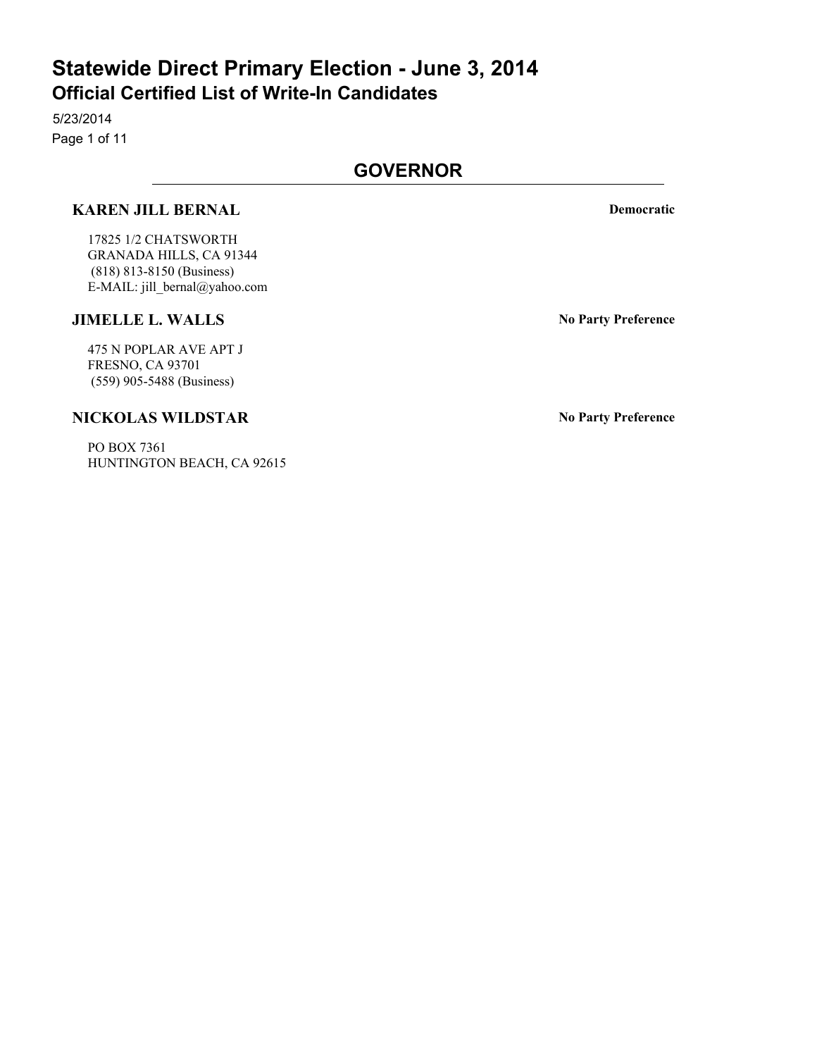# Statewide Direct Primary Election - June 3, 2014
## Official Certified List of Write-In Candidates

5/23/2014

## GOVERNOR

**KAREN JILL BERNAL** — **Democratic**

17825 1/2 CHATSWORTH
GRANADA HILLS, CA 91344
(818) 813-8150 (Business)
E-MAIL: jill_bernal@yahoo.com

**JIMELLE L. WALLS** — **No Party Preference**

475 N POPLAR AVE APT J
FRESNO, CA 93701
(559) 905-5488 (Business)

**NICKOLAS WILDSTAR** — **No Party Preference**

PO BOX 7361
HUNTINGTON BEACH, CA 92615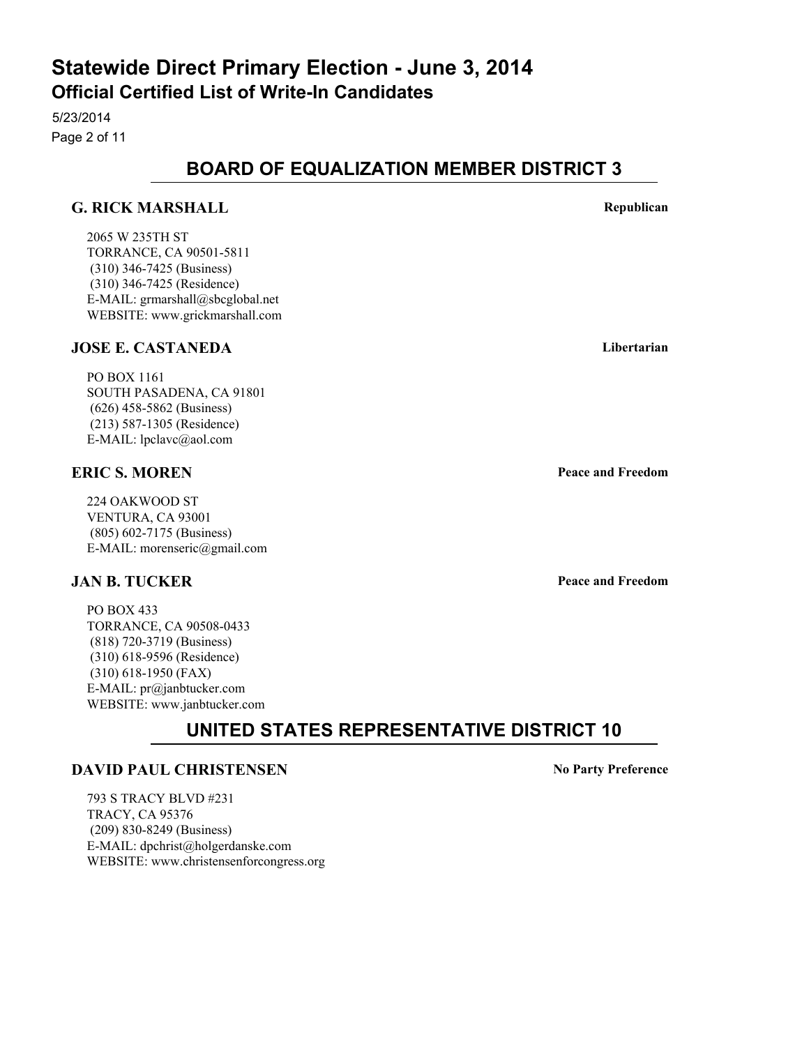# Statewide Direct Primary Election - June 3, 2014

## Official Certified List of Write-In Candidates

5/23/2014

## BOARD OF EQUALIZATION MEMBER DISTRICT 3

### G. RICK MARSHALL — Republican

2065 W 235TH ST
TORRANCE, CA 90501-5811
(310) 346-7425 (Business)
(310) 346-7425 (Residence)
E-MAIL: grmarshall@sbcglobal.net
WEBSITE: www.grickmarshall.com

### JOSE E. CASTANEDA — Libertarian

PO BOX 1161
SOUTH PASADENA, CA 91801
(626) 458-5862 (Business)
(213) 587-1305 (Residence)
E-MAIL: lpclavc@aol.com

### ERIC S. MOREN — Peace and Freedom

224 OAKWOOD ST
VENTURA, CA 93001
(805) 602-7175 (Business)
E-MAIL: morenseric@gmail.com

### JAN B. TUCKER — Peace and Freedom

PO BOX 433
TORRANCE, CA 90508-0433
(818) 720-3719 (Business)
(310) 618-9596 (Residence)
(310) 618-1950 (FAX)
E-MAIL: pr@janbtucker.com
WEBSITE: www.janbtucker.com

## UNITED STATES REPRESENTATIVE DISTRICT 10

### DAVID PAUL CHRISTENSEN — No Party Preference

793 S TRACY BLVD #231
TRACY, CA 95376
(209) 830-8249 (Business)
E-MAIL: dpchrist@holgerdanske.com
WEBSITE: www.christensenforcongress.org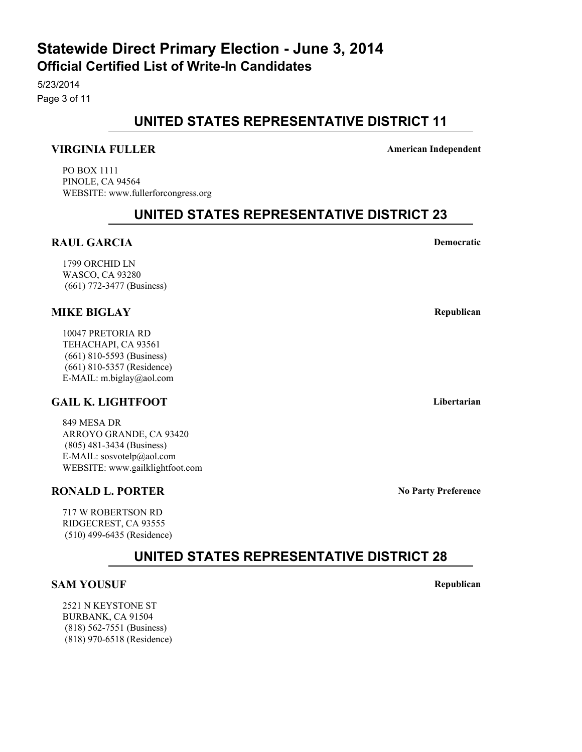# Statewide Direct Primary Election - June 3, 2014

## Official Certified List of Write-In Candidates

5/23/2014

## UNITED STATES REPRESENTATIVE DISTRICT 11

**VIRGINIA FULLER** — **American Independent**

PO BOX 1111  
PINOLE, CA 94564  
WEBSITE: www.fullerforcongress.org

## UNITED STATES REPRESENTATIVE DISTRICT 23

**RAUL GARCIA** — **Democratic**

1799 ORCHID LN  
WASCO, CA 93280  
(661) 772-3477 (Business)

**MIKE BIGLAY** — **Republican**

10047 PRETORIA RD  
TEHACHAPI, CA 93561  
(661) 810-5593 (Business)  
(661) 810-5357 (Residence)  
E-MAIL: m.biglay@aol.com

**GAIL K. LIGHTFOOT** — **Libertarian**

849 MESA DR  
ARROYO GRANDE, CA 93420  
(805) 481-3434 (Business)  
E-MAIL: sosvotelp@aol.com  
WEBSITE: www.gailklightfoot.com

**RONALD L. PORTER** — **No Party Preference**

717 W ROBERTSON RD  
RIDGECREST, CA 93555  
(510) 499-6435 (Residence)

## UNITED STATES REPRESENTATIVE DISTRICT 28

**SAM YOUSUF** — **Republican**

2521 N KEYSTONE ST  
BURBANK, CA 91504  
(818) 562-7551 (Business)  
(818) 970-6518 (Residence)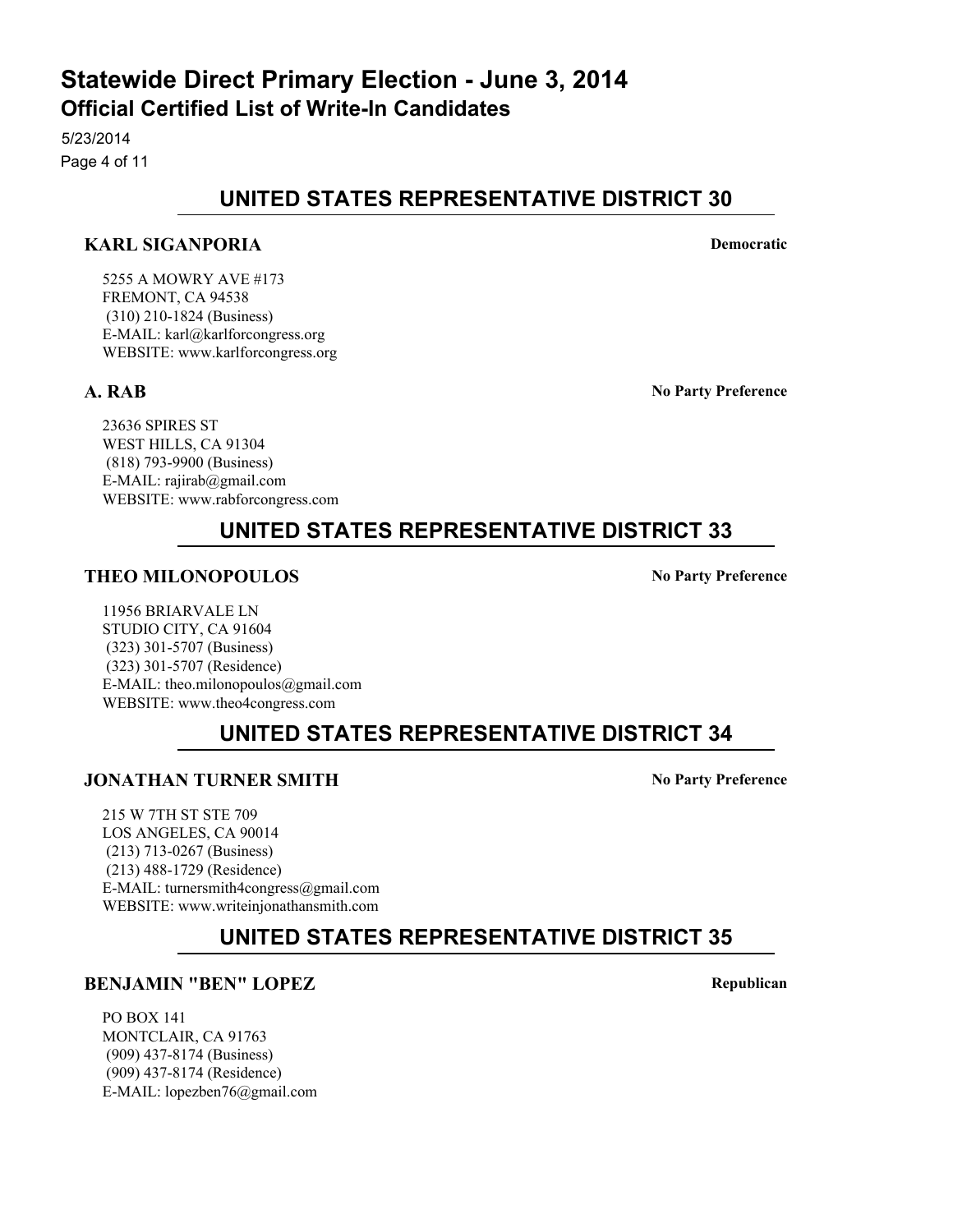# Statewide Direct Primary Election - June 3, 2014

## Official Certified List of Write-In Candidates

5/23/2014

## UNITED STATES REPRESENTATIVE DISTRICT 30

**KARL SIGANPORIA** — **Democratic**

5255 A MOWRY AVE #173
FREMONT, CA 94538
(310) 210-1824 (Business)
E-MAIL: karl@karlforcongress.org
WEBSITE: www.karlforcongress.org

**A. RAB** — **No Party Preference**

23636 SPIRES ST
WEST HILLS, CA 91304
(818) 793-9900 (Business)
E-MAIL: rajirab@gmail.com
WEBSITE: www.rabforcongress.com

## UNITED STATES REPRESENTATIVE DISTRICT 33

**THEO MILONOPOULOS** — **No Party Preference**

11956 BRIARVALE LN
STUDIO CITY, CA 91604
(323) 301-5707 (Business)
(323) 301-5707 (Residence)
E-MAIL: theo.milonopoulos@gmail.com
WEBSITE: www.theo4congress.com

## UNITED STATES REPRESENTATIVE DISTRICT 34

**JONATHAN TURNER SMITH** — **No Party Preference**

215 W 7TH ST STE 709
LOS ANGELES, CA 90014
(213) 713-0267 (Business)
(213) 488-1729 (Residence)
E-MAIL: turnersmith4congress@gmail.com
WEBSITE: www.writeinjonathansmith.com

## UNITED STATES REPRESENTATIVE DISTRICT 35

**BENJAMIN "BEN" LOPEZ** — **Republican**

PO BOX 141
MONTCLAIR, CA 91763
(909) 437-8174 (Business)
(909) 437-8174 (Residence)
E-MAIL: lopezben76@gmail.com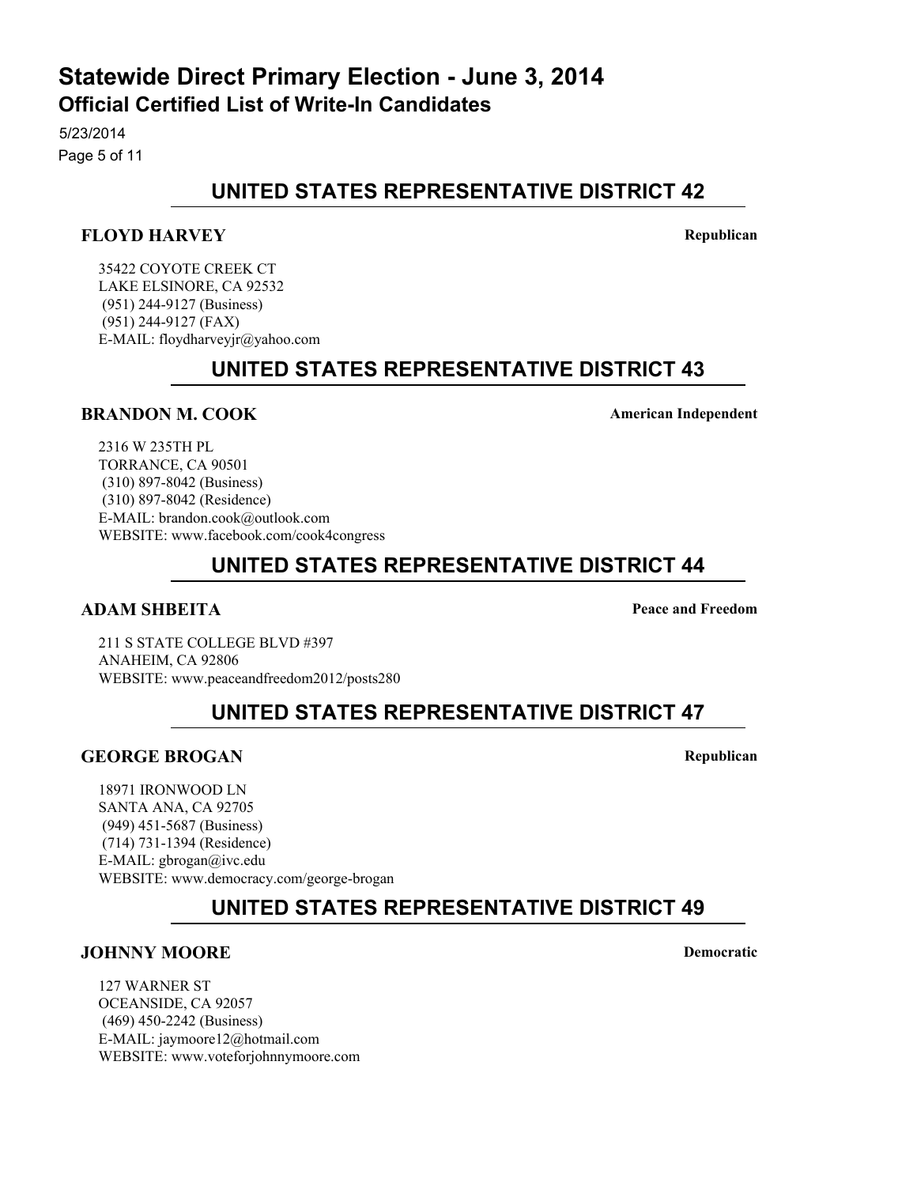# Statewide Direct Primary Election - June 3, 2014

## Official Certified List of Write-In Candidates

5/23/2014

## UNITED STATES REPRESENTATIVE DISTRICT 42

**FLOYD HARVEY** — **Republican**

35422 COYOTE CREEK CT
LAKE ELSINORE, CA 92532
(951) 244-9127 (Business)
(951) 244-9127 (FAX)
E-MAIL: floydharveyjr@yahoo.com

## UNITED STATES REPRESENTATIVE DISTRICT 43

**BRANDON M. COOK** — **American Independent**

2316 W 235TH PL
TORRANCE, CA 90501
(310) 897-8042 (Business)
(310) 897-8042 (Residence)
E-MAIL: brandon.cook@outlook.com
WEBSITE: www.facebook.com/cook4congress

## UNITED STATES REPRESENTATIVE DISTRICT 44

**ADAM SHBEITA** — **Peace and Freedom**

211 S STATE COLLEGE BLVD #397
ANAHEIM, CA 92806
WEBSITE: www.peaceandfreedom2012/posts280

## UNITED STATES REPRESENTATIVE DISTRICT 47

**GEORGE BROGAN** — **Republican**

18971 IRONWOOD LN
SANTA ANA, CA 92705
(949) 451-5687 (Business)
(714) 731-1394 (Residence)
E-MAIL: gbrogan@ivc.edu
WEBSITE: www.democracy.com/george-brogan

## UNITED STATES REPRESENTATIVE DISTRICT 49

**JOHNNY MOORE** — **Democratic**

127 WARNER ST
OCEANSIDE, CA 92057
(469) 450-2242 (Business)
E-MAIL: jaymoore12@hotmail.com
WEBSITE: www.voteforjohnnymoore.com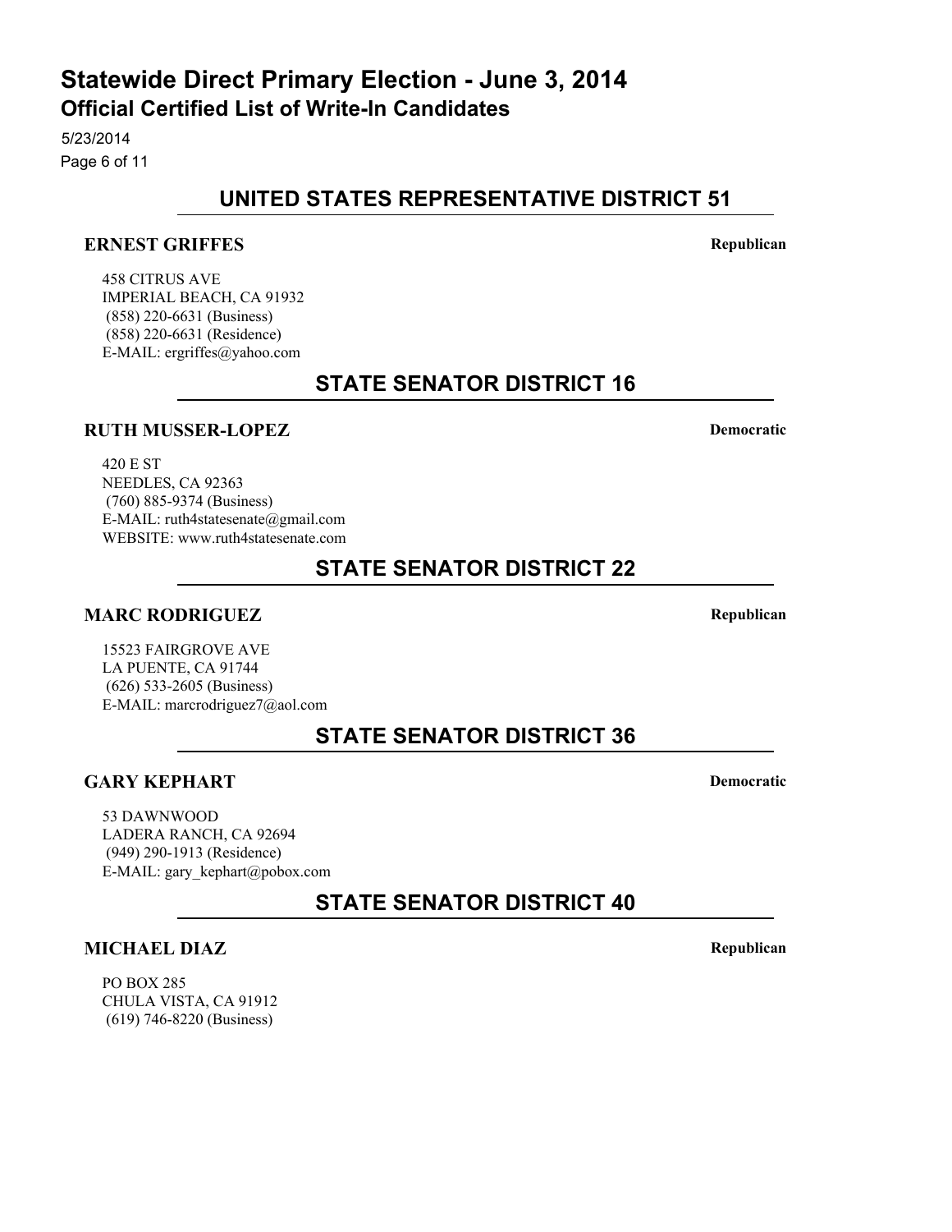# Statewide Direct Primary Election - June 3, 2014

## Official Certified List of Write-In Candidates

5/23/2014

## UNITED STATES REPRESENTATIVE DISTRICT 51

**ERNEST GRIFFES** — **Republican**

458 CITRUS AVE
IMPERIAL BEACH, CA 91932
(858) 220-6631 (Business)
(858) 220-6631 (Residence)
E-MAIL: ergriffes@yahoo.com

## STATE SENATOR DISTRICT 16

**RUTH MUSSER-LOPEZ** — **Democratic**

420 E ST
NEEDLES, CA 92363
(760) 885-9374 (Business)
E-MAIL: ruth4statesenate@gmail.com
WEBSITE: www.ruth4statesenate.com

## STATE SENATOR DISTRICT 22

**MARC RODRIGUEZ** — **Republican**

15523 FAIRGROVE AVE
LA PUENTE, CA 91744
(626) 533-2605 (Business)
E-MAIL: marcrodriguez7@aol.com

## STATE SENATOR DISTRICT 36

**GARY KEPHART** — **Democratic**

53 DAWNWOOD
LADERA RANCH, CA 92694
(949) 290-1913 (Residence)
E-MAIL: gary_kephart@pobox.com

## STATE SENATOR DISTRICT 40

**MICHAEL DIAZ** — **Republican**

PO BOX 285
CHULA VISTA, CA 91912
(619) 746-8220 (Business)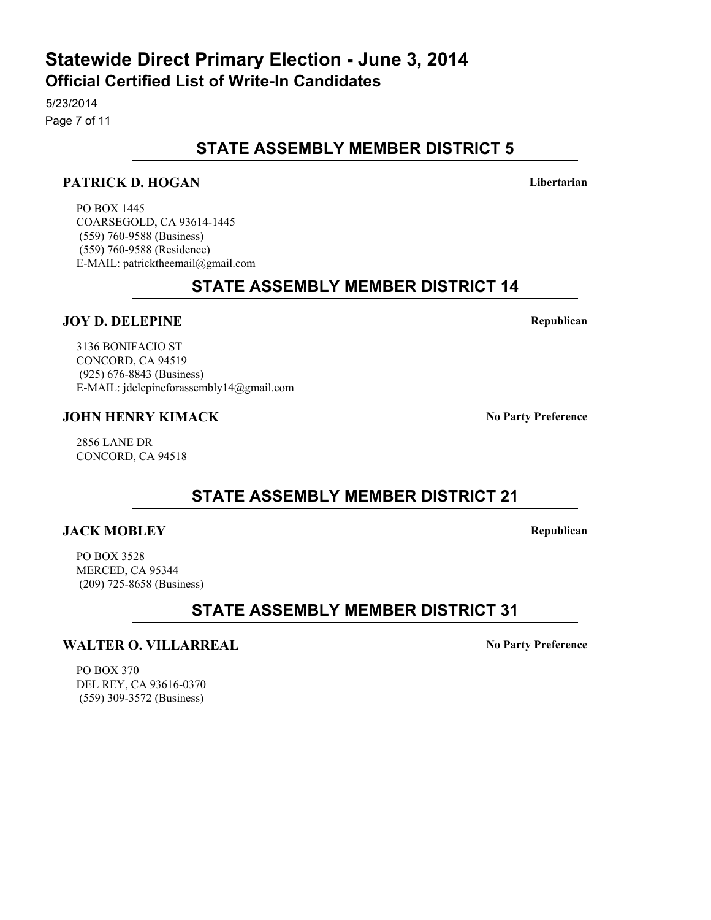# Statewide Direct Primary Election - June 3, 2014

## Official Certified List of Write-In Candidates

5/23/2014

## STATE ASSEMBLY MEMBER DISTRICT 5

**PATRICK D. HOGAN** — **Libertarian**

PO BOX 1445
COARSEGOLD, CA 93614-1445
(559) 760-9588 (Business)
(559) 760-9588 (Residence)
E-MAIL: patricktheemail@gmail.com

## STATE ASSEMBLY MEMBER DISTRICT 14

**JOY D. DELEPINE** — **Republican**

3136 BONIFACIO ST
CONCORD, CA 94519
(925) 676-8843 (Business)
E-MAIL: jdelepineforassembly14@gmail.com

**JOHN HENRY KIMACK** — **No Party Preference**

2856 LANE DR
CONCORD, CA 94518

## STATE ASSEMBLY MEMBER DISTRICT 21

**JACK MOBLEY** — **Republican**

PO BOX 3528
MERCED, CA 95344
(209) 725-8658 (Business)

## STATE ASSEMBLY MEMBER DISTRICT 31

**WALTER O. VILLARREAL** — **No Party Preference**

PO BOX 370
DEL REY, CA 93616-0370
(559) 309-3572 (Business)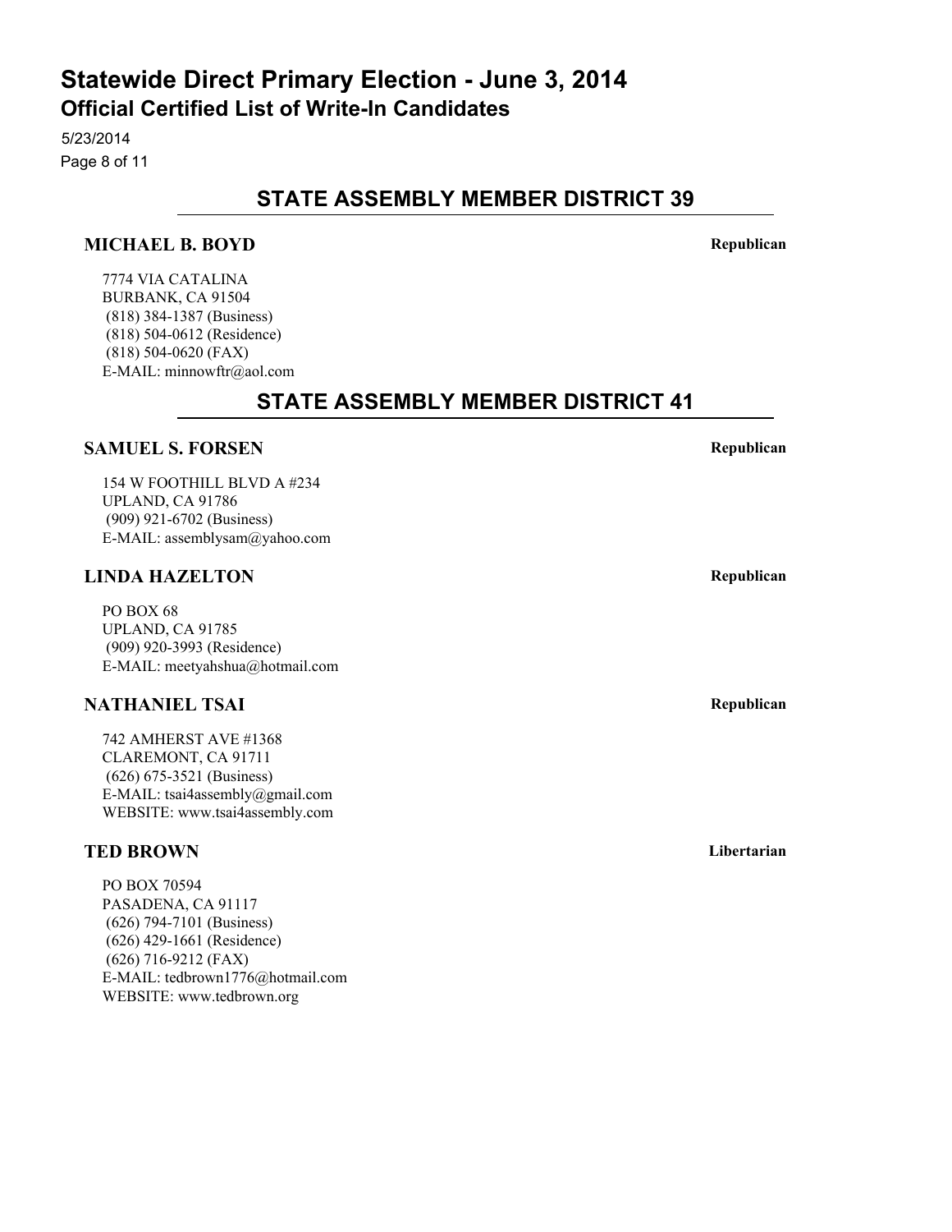# Statewide Direct Primary Election - June 3, 2014

## Official Certified List of Write-In Candidates

5/23/2014

## STATE ASSEMBLY MEMBER DISTRICT 39

### MICHAEL B. BOYD

**Republican**

7774 VIA CATALINA
BURBANK, CA 91504
(818) 384-1387 (Business)
(818) 504-0612 (Residence)
(818) 504-0620 (FAX)
E-MAIL: minnowftr@aol.com

## STATE ASSEMBLY MEMBER DISTRICT 41

### SAMUEL S. FORSEN

**Republican**

154 W FOOTHILL BLVD A #234
UPLAND, CA 91786
(909) 921-6702 (Business)
E-MAIL: assemblysam@yahoo.com

### LINDA HAZELTON

**Republican**

PO BOX 68
UPLAND, CA 91785
(909) 920-3993 (Residence)
E-MAIL: meetyahshua@hotmail.com

### NATHANIEL TSAI

**Republican**

742 AMHERST AVE #1368
CLAREMONT, CA 91711
(626) 675-3521 (Business)
E-MAIL: tsai4assembly@gmail.com
WEBSITE: www.tsai4assembly.com

### TED BROWN

**Libertarian**

PO BOX 70594
PASADENA, CA 91117
(626) 794-7101 (Business)
(626) 429-1661 (Residence)
(626) 716-9212 (FAX)
E-MAIL: tedbrown1776@hotmail.com
WEBSITE: www.tedbrown.org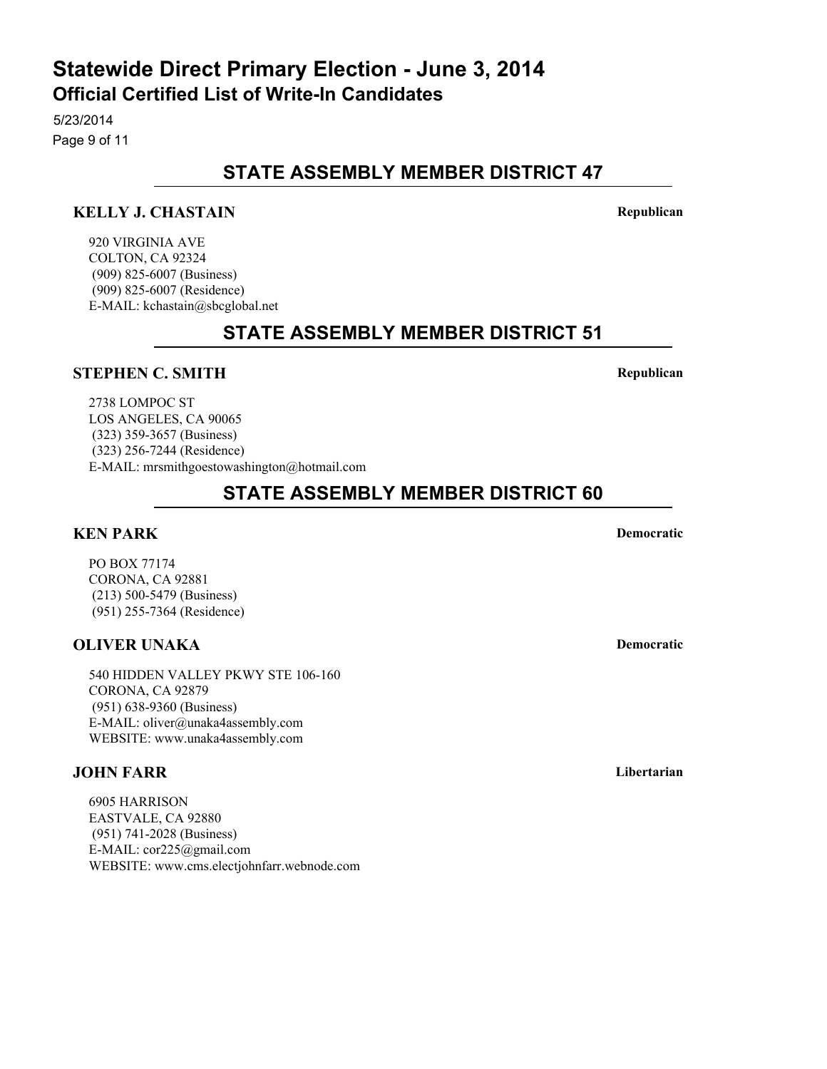## STATE ASSEMBLY MEMBER DISTRICT 47

**KELLY J. CHASTAIN** — **Republican**

920 VIRGINIA AVE
COLTON, CA 92324
(909) 825-6007 (Business)
(909) 825-6007 (Residence)
E-MAIL: kchastain@sbcglobal.net

## STATE ASSEMBLY MEMBER DISTRICT 51

**STEPHEN C. SMITH** — **Republican**

2738 LOMPOC ST
LOS ANGELES, CA 90065
(323) 359-3657 (Business)
(323) 256-7244 (Residence)
E-MAIL: mrsmithgoestowashington@hotmail.com

## STATE ASSEMBLY MEMBER DISTRICT 60

**KEN PARK** — **Democratic**

PO BOX 77174
CORONA, CA 92881
(213) 500-5479 (Business)
(951) 255-7364 (Residence)

**OLIVER UNAKA** — **Democratic**

540 HIDDEN VALLEY PKWY STE 106-160
CORONA, CA 92879
(951) 638-9360 (Business)
E-MAIL: oliver@unaka4assembly.com
WEBSITE: www.unaka4assembly.com

**JOHN FARR** — **Libertarian**

6905 HARRISON
EASTVALE, CA 92880
(951) 741-2028 (Business)
E-MAIL: cor225@gmail.com
WEBSITE: www.cms.electjohnfarr.webnode.com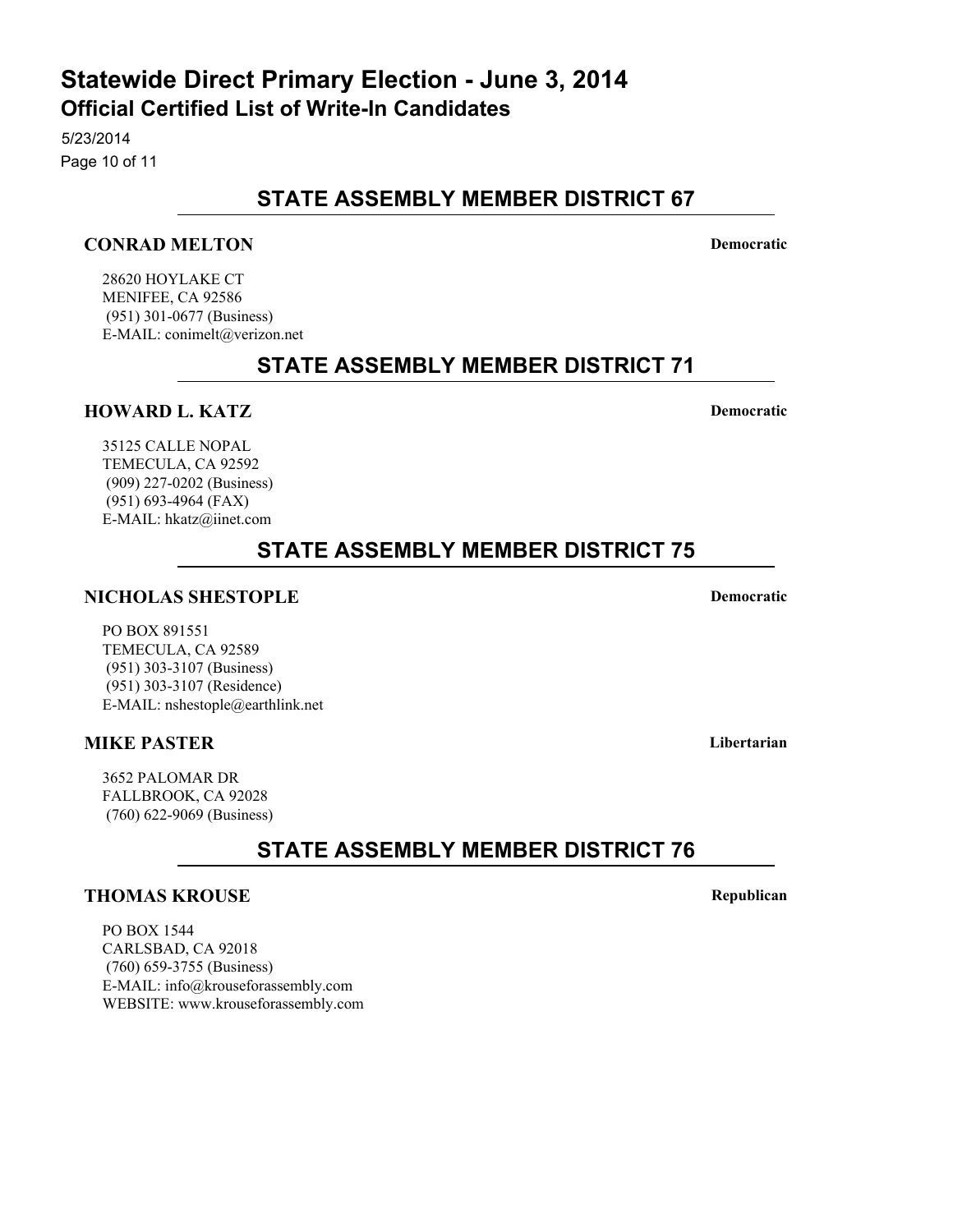# Statewide Direct Primary Election - June 3, 2014

## Official Certified List of Write-In Candidates

5/23/2014

## STATE ASSEMBLY MEMBER DISTRICT 67

**CONRAD MELTON** **Democratic**

28620 HOYLAKE CT
MENIFEE, CA 92586
(951) 301-0677 (Business)
E-MAIL: conimelt@verizon.net

## STATE ASSEMBLY MEMBER DISTRICT 71

**HOWARD L. KATZ** **Democratic**

35125 CALLE NOPAL
TEMECULA, CA 92592
(909) 227-0202 (Business)
(951) 693-4964 (FAX)
E-MAIL: hkatz@iinet.com

## STATE ASSEMBLY MEMBER DISTRICT 75

**NICHOLAS SHESTOPLE** **Democratic**

PO BOX 891551
TEMECULA, CA 92589
(951) 303-3107 (Business)
(951) 303-3107 (Residence)
E-MAIL: nshestople@earthlink.net

**MIKE PASTER** **Libertarian**

3652 PALOMAR DR
FALLBROOK, CA 92028
(760) 622-9069 (Business)

## STATE ASSEMBLY MEMBER DISTRICT 76

**THOMAS KROUSE** **Republican**

PO BOX 1544
CARLSBAD, CA 92018
(760) 659-3755 (Business)
E-MAIL: info@krouseforassembly.com
WEBSITE: www.krouseforassembly.com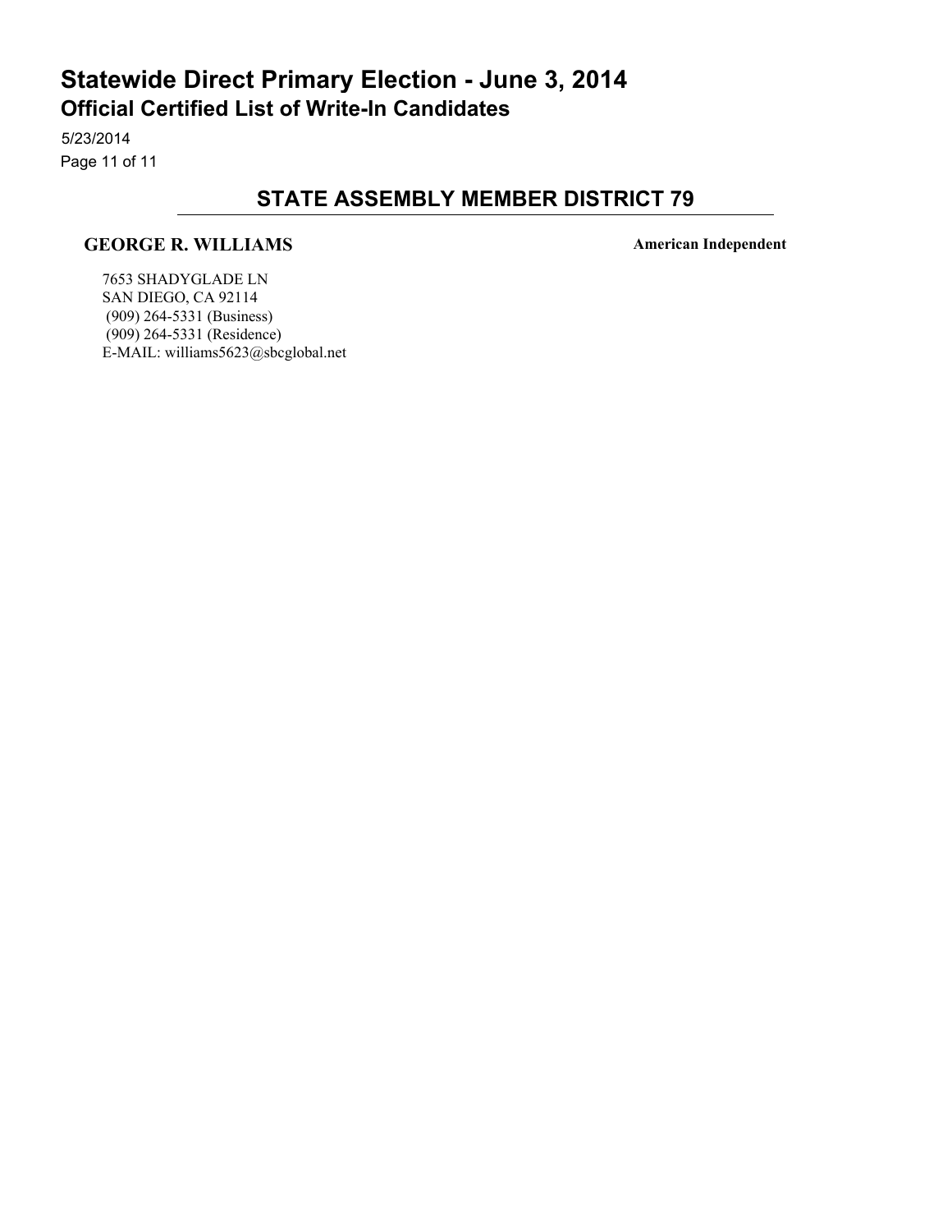# Statewide Direct Primary Election - June 3, 2014

## Official Certified List of Write-In Candidates

5/23/2014

### STATE ASSEMBLY MEMBER DISTRICT 79

**GEORGE R. WILLIAMS** — **American Independent**

7653 SHADYGLADE LN
SAN DIEGO, CA 92114
(909) 264-5331 (Business)
(909) 264-5331 (Residence)
E-MAIL: williams5623@sbcglobal.net